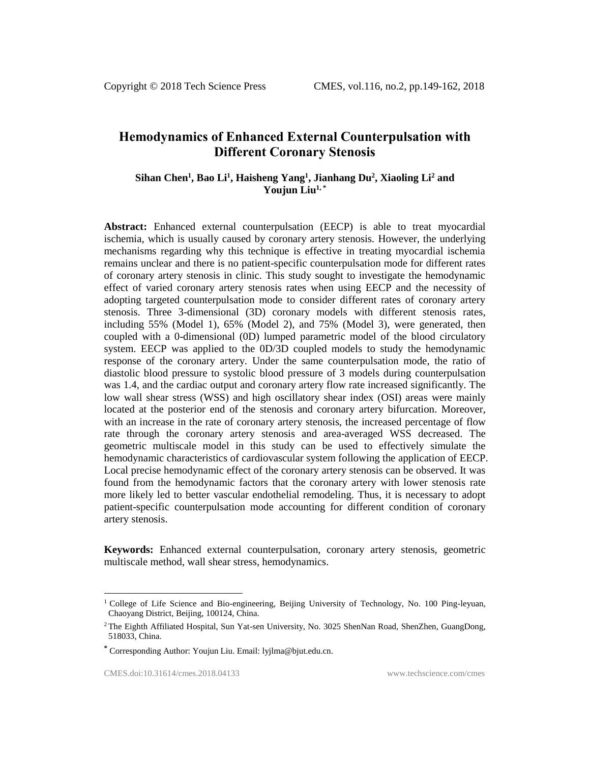# Hemodynamics of Enhanced External Counterpulsation with Different Coronary Stenosis

**Sihan Chen[1], Bao Li[1], Haisheng Yang[1], Jianhang Du[2], Xiaoling Li[2] and Youjun Liu[1,*]**

**Abstract:** Enhanced external counterpulsation (EECP) is able to treat myocardial ischemia, which is usually caused by coronary artery stenosis. However, the underlying mechanisms regarding why this technique is effective in treating myocardial ischemia remains unclear and there is no patient-specific counterpulsation mode for different rates of coronary artery stenosis in clinic. This study sought to investigate the hemodynamic effect of varied coronary artery stenosis rates when using EECP and the necessity of adopting targeted counterpulsation mode to consider different rates of coronary artery stenosis. Three 3-dimensional (3D) coronary models with different stenosis rates, including 55% (Model 1), 65% (Model 2), and 75% (Model 3), were generated, then coupled with a 0-dimensional (0D) lumped parametric model of the blood circulatory system. EECP was applied to the 0D/3D coupled models to study the hemodynamic response of the coronary artery. Under the same counterpulsation mode, the ratio of diastolic blood pressure to systolic blood pressure of 3 models during counterpulsation was 1.4, and the cardiac output and coronary artery flow rate increased significantly. The low wall shear stress (WSS) and high oscillatory shear index (OSI) areas were mainly located at the posterior end of the stenosis and coronary artery bifurcation. Moreover, with an increase in the rate of coronary artery stenosis, the increased percentage of flow rate through the coronary artery stenosis and area-averaged WSS decreased. The geometric multiscale model in this study can be used to effectively simulate the hemodynamic characteristics of cardiovascular system following the application of EECP. Local precise hemodynamic effect of the coronary artery stenosis can be observed. It was found from the hemodynamic factors that the coronary artery with lower stenosis rate more likely led to better vascular endothelial remodeling. Thus, it is necessary to adopt patient-specific counterpulsation mode accounting for different condition of coronary artery stenosis.

**Keywords:** Enhanced external counterpulsation, coronary artery stenosis, geometric multiscale method, wall shear stress, hemodynamics.

---

[1] College of Life Science and Bio-engineering, Beijing University of Technology, No. 100 Ping-leyuan, Chaoyang District, Beijing, 100124, China.

[2] The Eighth Affiliated Hospital, Sun Yat-sen University, No. 3025 ShenNan Road, ShenZhen, GuangDong, 518033, China.

[*] Corresponding Author: Youjun Liu. Email: lyjlma@bjut.edu.cn.

CMES.doi:10.31614/cmes.2018.04133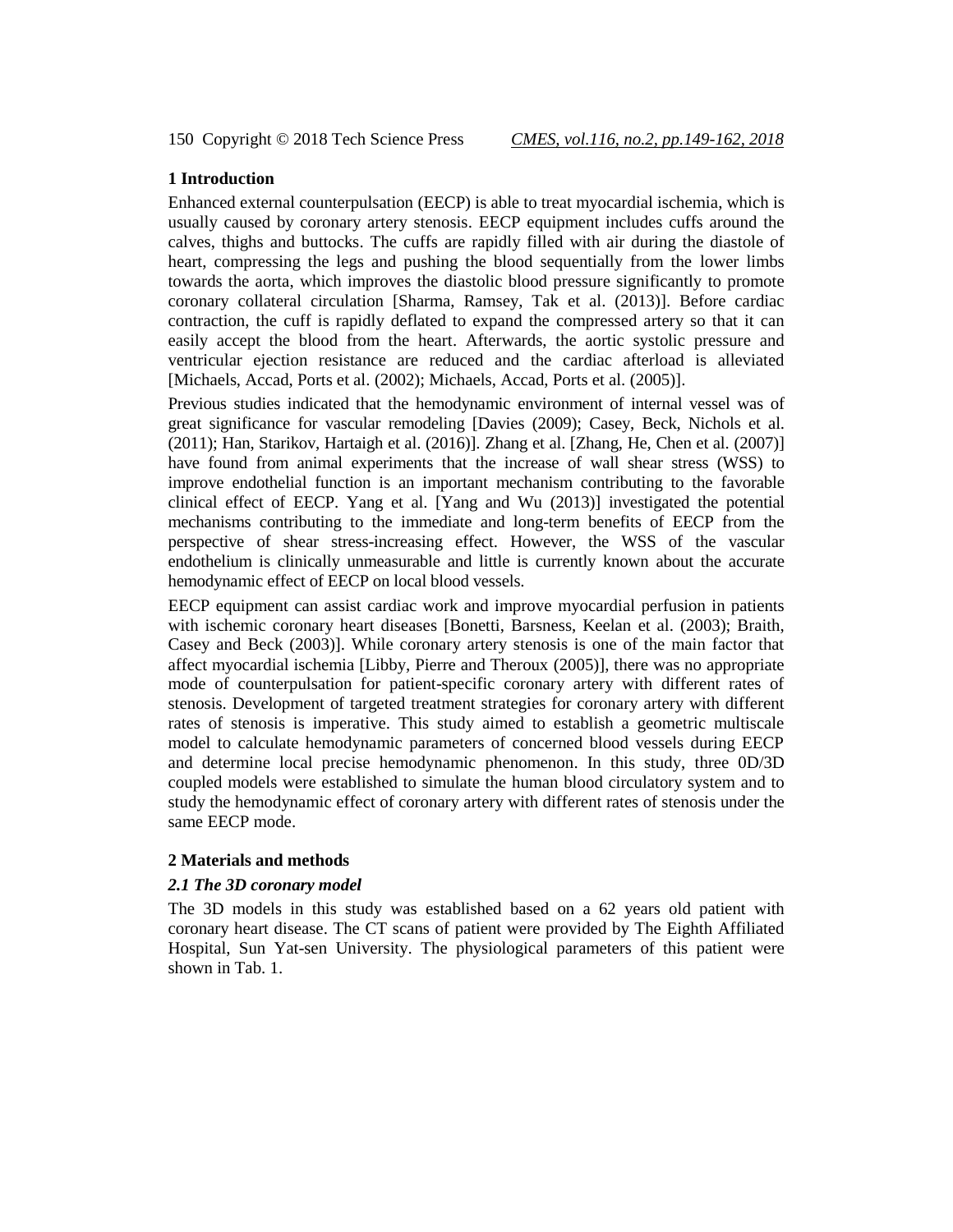## 1 Introduction

Enhanced external counterpulsation (EECP) is able to treat myocardial ischemia, which is usually caused by coronary artery stenosis. EECP equipment includes cuffs around the calves, thighs and buttocks. The cuffs are rapidly filled with air during the diastole of heart, compressing the legs and pushing the blood sequentially from the lower limbs towards the aorta, which improves the diastolic blood pressure significantly to promote coronary collateral circulation [Sharma, Ramsey, Tak et al. (2013)]. Before cardiac contraction, the cuff is rapidly deflated to expand the compressed artery so that it can easily accept the blood from the heart. Afterwards, the aortic systolic pressure and ventricular ejection resistance are reduced and the cardiac afterload is alleviated [Michaels, Accad, Ports et al. (2002); Michaels, Accad, Ports et al. (2005)].

Previous studies indicated that the hemodynamic environment of internal vessel was of great significance for vascular remodeling [Davies (2009); Casey, Beck, Nichols et al. (2011); Han, Starikov, Hartaigh et al. (2016)]. Zhang et al. [Zhang, He, Chen et al. (2007)] have found from animal experiments that the increase of wall shear stress (WSS) to improve endothelial function is an important mechanism contributing to the favorable clinical effect of EECP. Yang et al. [Yang and Wu (2013)] investigated the potential mechanisms contributing to the immediate and long-term benefits of EECP from the perspective of shear stress-increasing effect. However, the WSS of the vascular endothelium is clinically unmeasurable and little is currently known about the accurate hemodynamic effect of EECP on local blood vessels.

EECP equipment can assist cardiac work and improve myocardial perfusion in patients with ischemic coronary heart diseases [Bonetti, Barsness, Keelan et al. (2003); Braith, Casey and Beck (2003)]. While coronary artery stenosis is one of the main factor that affect myocardial ischemia [Libby, Pierre and Theroux (2005)], there was no appropriate mode of counterpulsation for patient-specific coronary artery with different rates of stenosis. Development of targeted treatment strategies for coronary artery with different rates of stenosis is imperative. This study aimed to establish a geometric multiscale model to calculate hemodynamic parameters of concerned blood vessels during EECP and determine local precise hemodynamic phenomenon. In this study, three 0D/3D coupled models were established to simulate the human blood circulatory system and to study the hemodynamic effect of coronary artery with different rates of stenosis under the same EECP mode.

## 2 Materials and methods

### *2.1 The 3D coronary model*

The 3D models in this study was established based on a 62 years old patient with coronary heart disease. The CT scans of patient were provided by The Eighth Affiliated Hospital, Sun Yat-sen University. The physiological parameters of this patient were shown in Tab. 1.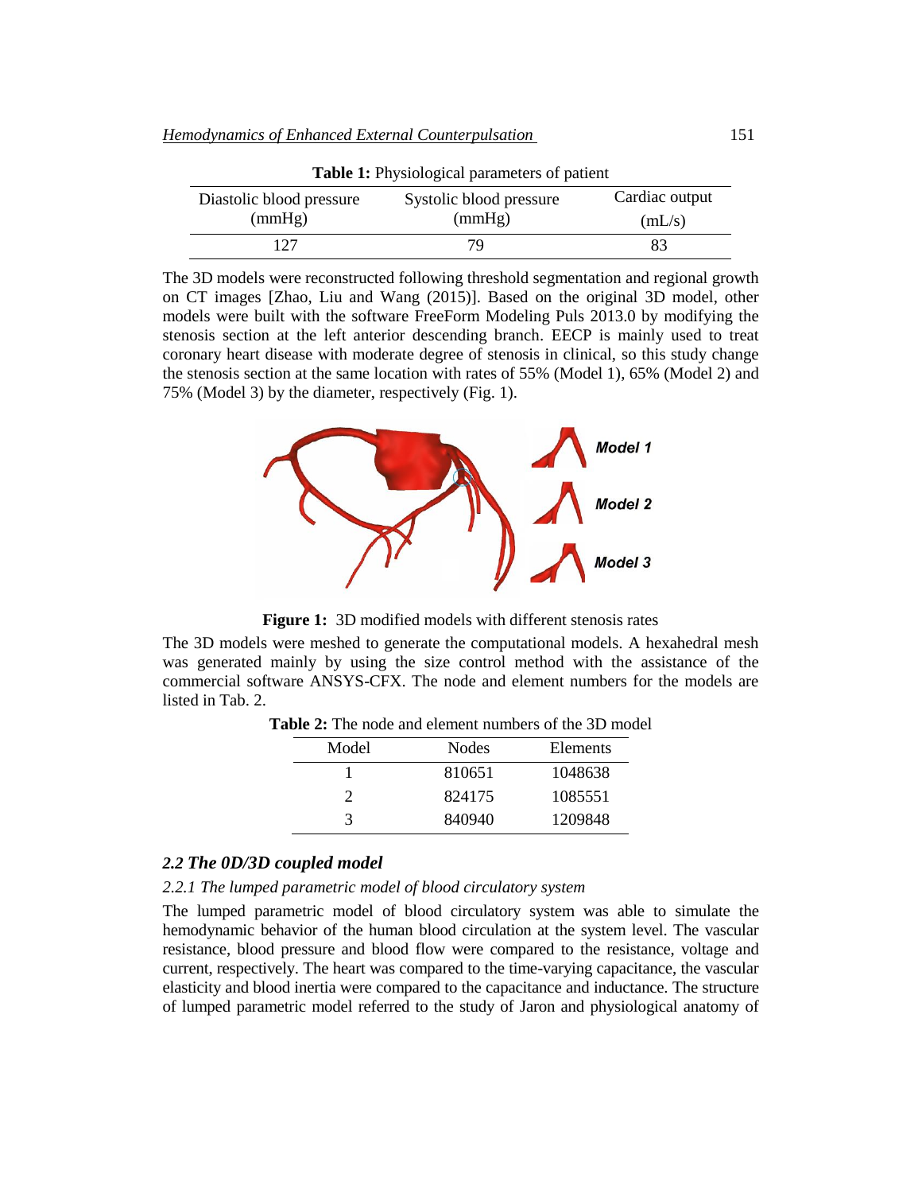**Table 1:** Physiological parameters of patient

| Diastolic blood pressure (mmHg) | Systolic blood pressure (mmHg) | Cardiac output (mL/s) |
|---|---|---|
| 127 | 79 | 83 |

The 3D models were reconstructed following threshold segmentation and regional growth on CT images [Zhao, Liu and Wang (2015)]. Based on the original 3D model, other models were built with the software FreeForm Modeling Puls 2013.0 by modifying the stenosis section at the left anterior descending branch. EECP is mainly used to treat coronary heart disease with moderate degree of stenosis in clinical, so this study change the stenosis section at the same location with rates of 55% (Model 1), 65% (Model 2) and 75% (Model 3) by the diameter, respectively (Fig. 1).

**Figure 1:** 3D modified models with different stenosis rates

The 3D models were meshed to generate the computational models. A hexahedral mesh was generated mainly by using the size control method with the assistance of the commercial software ANSYS-CFX. The node and element numbers for the models are listed in Tab. 2.

**Table 2:** The node and element numbers of the 3D model

| Model | Nodes | Elements |
|---|---|---|
| 1 | 810651 | 1048638 |
| 2 | 824175 | 1085551 |
| 3 | 840940 | 1209848 |

### *2.2 The 0D/3D coupled model*

#### *2.2.1 The lumped parametric model of blood circulatory system*

The lumped parametric model of blood circulatory system was able to simulate the hemodynamic behavior of the human blood circulation at the system level. The vascular resistance, blood pressure and blood flow were compared to the resistance, voltage and current, respectively. The heart was compared to the time-varying capacitance, the vascular elasticity and blood inertia were compared to the capacitance and inductance. The structure of lumped parametric model referred to the study of Jaron and physiological anatomy of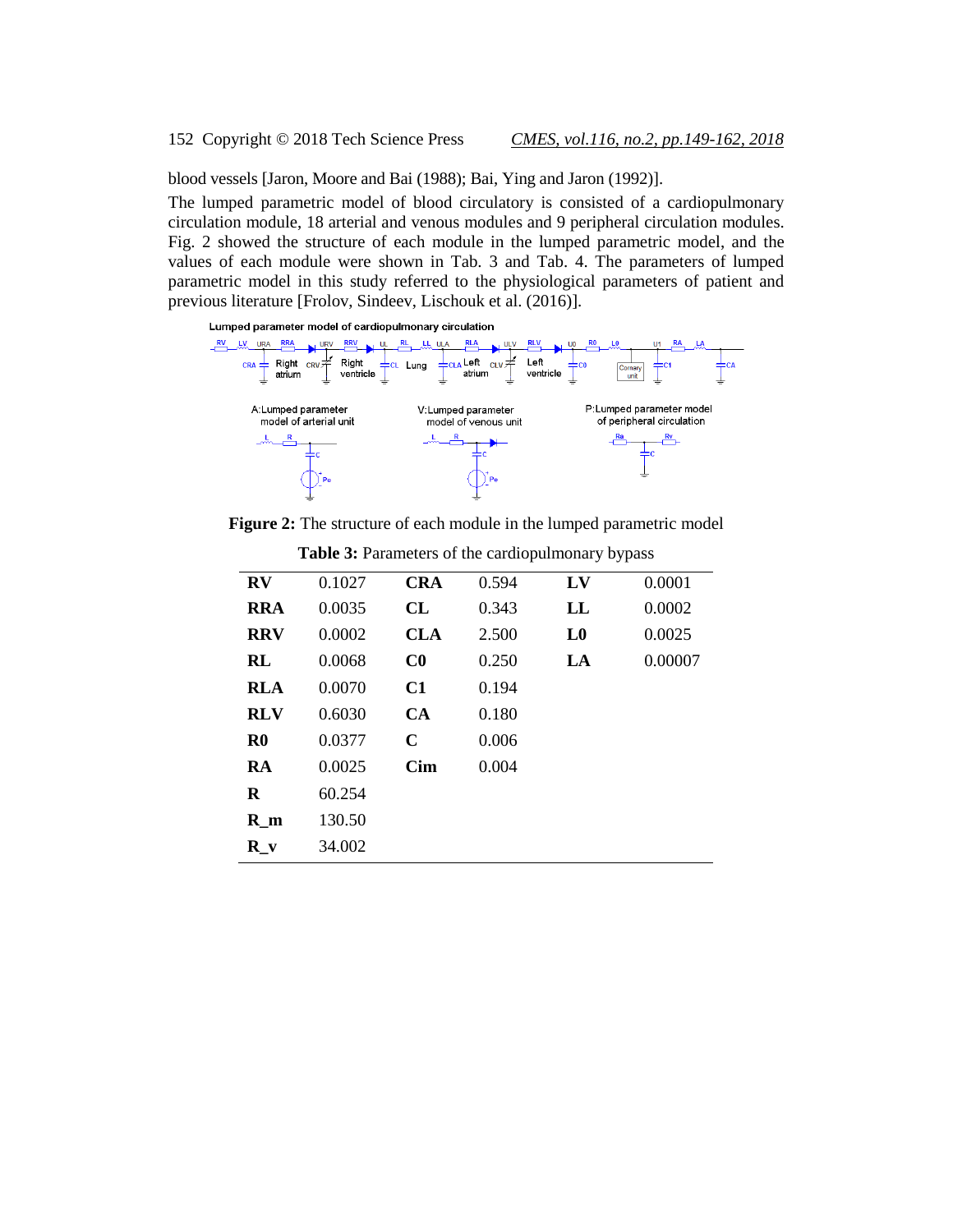blood vessels [Jaron, Moore and Bai (1988); Bai, Ying and Jaron (1992)].

The lumped parametric model of blood circulatory is consisted of a cardiopulmonary circulation module, 18 arterial and venous modules and 9 peripheral circulation modules. Fig. 2 showed the structure of each module in the lumped parametric model, and the values of each module were shown in Tab. 3 and Tab. 4. The parameters of lumped parametric model in this study referred to the physiological parameters of patient and previous literature [Frolov, Sindeev, Lischouk et al. (2016)].

**Figure 2:** The structure of each module in the lumped parametric model

**Table 3:** Parameters of the cardiopulmonary bypass

| | | | | | |
|---|---|---|---|---|---|
| **RV** | 0.1027 | **CRA** | 0.594 | **LV** | 0.0001 |
| **RRA** | 0.0035 | **CL** | 0.343 | **LL** | 0.0002 |
| **RRV** | 0.0002 | **CLA** | 2.500 | **L0** | 0.0025 |
| **RL** | 0.0068 | **C0** | 0.250 | **LA** | 0.00007 |
| **RLA** | 0.0070 | **C1** | 0.194 | | |
| **RLV** | 0.6030 | **CA** | 0.180 | | |
| **R0** | 0.0377 | **C** | 0.006 | | |
| **RA** | 0.0025 | **Cim** | 0.004 | | |
| **R** | 60.254 | | | | |
| **R_m** | 130.50 | | | | |
| **R_v** | 34.002 | | | | |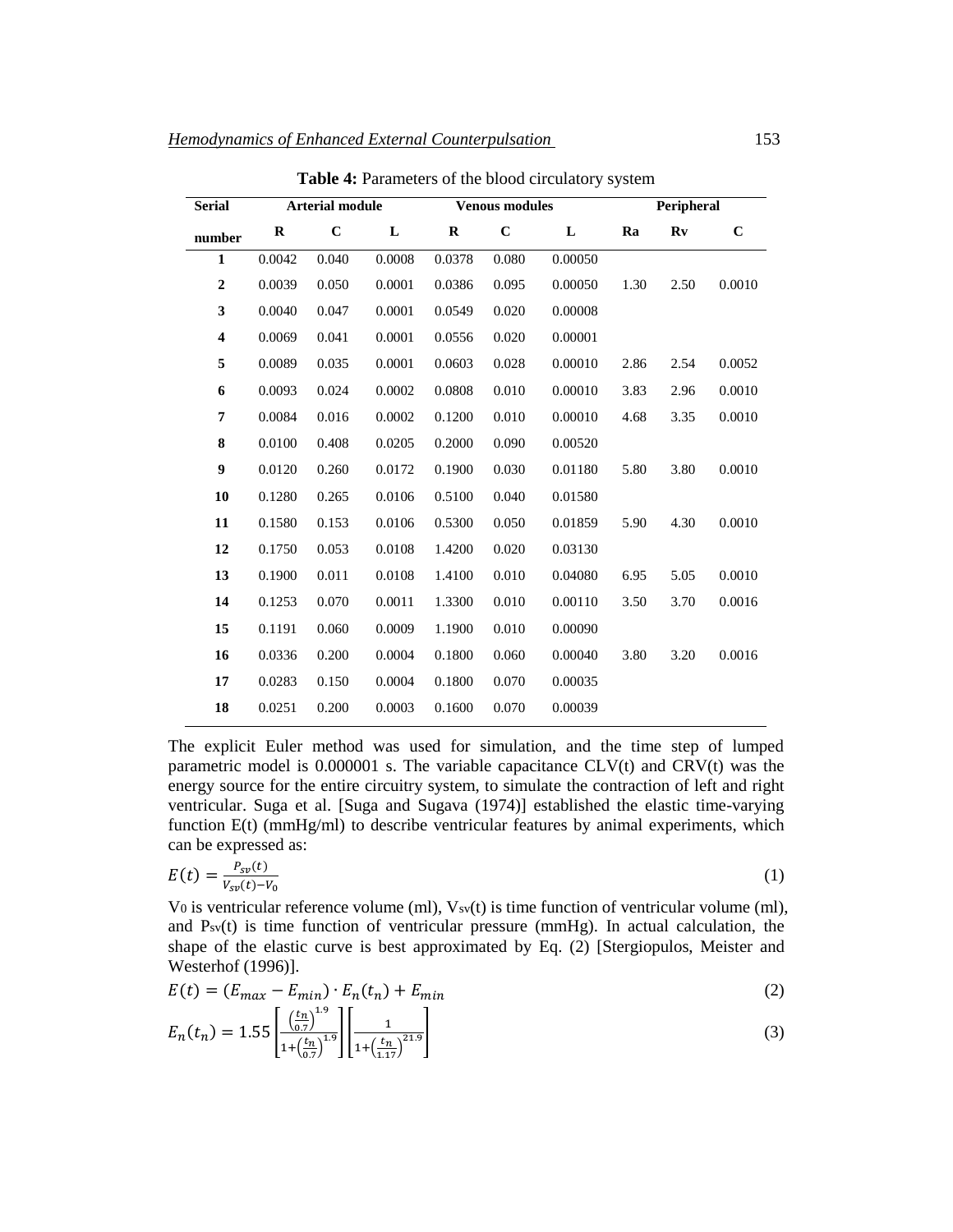**Table 4:** Parameters of the blood circulatory system

| Serial number | Arterial module | | | Venous modules | | | Peripheral | | |
|---|---|---|---|---|---|---|---|---|---|
| | R | C | L | R | C | L | Ra | Rv | C |
| **1** | 0.0042 | 0.040 | 0.0008 | 0.0378 | 0.080 | 0.00050 | | | |
| **2** | 0.0039 | 0.050 | 0.0001 | 0.0386 | 0.095 | 0.00050 | 1.30 | 2.50 | 0.0010 |
| **3** | 0.0040 | 0.047 | 0.0001 | 0.0549 | 0.020 | 0.00008 | | | |
| **4** | 0.0069 | 0.041 | 0.0001 | 0.0556 | 0.020 | 0.00001 | | | |
| **5** | 0.0089 | 0.035 | 0.0001 | 0.0603 | 0.028 | 0.00010 | 2.86 | 2.54 | 0.0052 |
| **6** | 0.0093 | 0.024 | 0.0002 | 0.0808 | 0.010 | 0.00010 | 3.83 | 2.96 | 0.0010 |
| **7** | 0.0084 | 0.016 | 0.0002 | 0.1200 | 0.010 | 0.00010 | 4.68 | 3.35 | 0.0010 |
| **8** | 0.0100 | 0.408 | 0.0205 | 0.2000 | 0.090 | 0.00520 | | | |
| **9** | 0.0120 | 0.260 | 0.0172 | 0.1900 | 0.030 | 0.01180 | 5.80 | 3.80 | 0.0010 |
| **10** | 0.1280 | 0.265 | 0.0106 | 0.5100 | 0.040 | 0.01580 | | | |
| **11** | 0.1580 | 0.153 | 0.0106 | 0.5300 | 0.050 | 0.01859 | 5.90 | 4.30 | 0.0010 |
| **12** | 0.1750 | 0.053 | 0.0108 | 1.4200 | 0.020 | 0.03130 | | | |
| **13** | 0.1900 | 0.011 | 0.0108 | 1.4100 | 0.010 | 0.04080 | 6.95 | 5.05 | 0.0010 |
| **14** | 0.1253 | 0.070 | 0.0011 | 1.3300 | 0.010 | 0.00110 | 3.50 | 3.70 | 0.0016 |
| **15** | 0.1191 | 0.060 | 0.0009 | 1.1900 | 0.010 | 0.00090 | | | |
| **16** | 0.0336 | 0.200 | 0.0004 | 0.1800 | 0.060 | 0.00040 | 3.80 | 3.20 | 0.0016 |
| **17** | 0.0283 | 0.150 | 0.0004 | 0.1800 | 0.070 | 0.00035 | | | |
| **18** | 0.0251 | 0.200 | 0.0003 | 0.1600 | 0.070 | 0.00039 | | | |

The explicit Euler method was used for simulation, and the time step of lumped parametric model is 0.000001 s. The variable capacitance CLV(t) and CRV(t) was the energy source for the entire circuitry system, to simulate the contraction of left and right ventricular. Suga et al. [Suga and Sugava (1974)] established the elastic time-varying function E(t) (mmHg/ml) to describe ventricular features by animal experiments, which can be expressed as:

$$E(t) = \frac{P_{sv}(t)}{V_{sv}(t) - V_0} \tag{1}$$

$V_0$ is ventricular reference volume (ml), $V_{sv}(t)$ is time function of ventricular volume (ml), and $P_{sv}(t)$ is time function of ventricular pressure (mmHg). In actual calculation, the shape of the elastic curve is best approximated by Eq. (2) [Stergiopulos, Meister and Westerhof (1996)].

$$E(t) = (E_{max} - E_{min}) \cdot E_n(t_n) + E_{min} \tag{2}$$

$$E_n(t_n) = 1.55 \left[ \frac{\left(\frac{t_n}{0.7}\right)^{1.9}}{1 + \left(\frac{t_n}{0.7}\right)^{1.9}} \right] \left[ \frac{1}{1 + \left(\frac{t_n}{1.17}\right)^{21.9}} \right] \tag{3}$$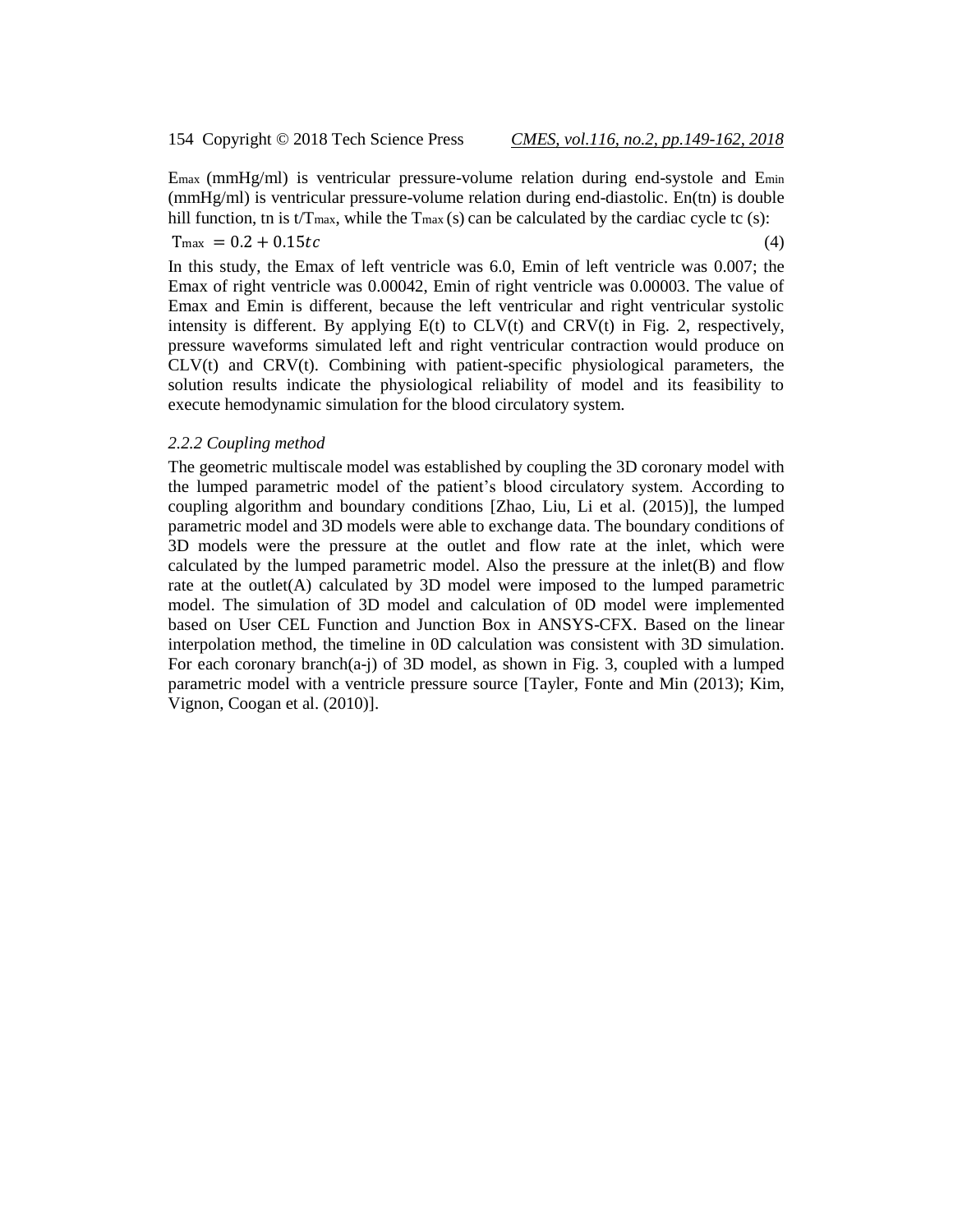$E_{max}$ (mmHg/ml) is ventricular pressure-volume relation during end-systole and $E_{min}$ (mmHg/ml) is ventricular pressure-volume relation during end-diastolic. En(tn) is double hill function, tn is $t/T_{max}$, while the $T_{max}$ (s) can be calculated by the cardiac cycle tc (s):

$$T_{max} = 0.2 + 0.15tc \tag{4}$$

In this study, the Emax of left ventricle was 6.0, Emin of left ventricle was 0.007; the Emax of right ventricle was 0.00042, Emin of right ventricle was 0.00003. The value of Emax and Emin is different, because the left ventricular and right ventricular systolic intensity is different. By applying E(t) to CLV(t) and CRV(t) in Fig. 2, respectively, pressure waveforms simulated left and right ventricular contraction would produce on CLV(t) and CRV(t). Combining with patient-specific physiological parameters, the solution results indicate the physiological reliability of model and its feasibility to execute hemodynamic simulation for the blood circulatory system.

*2.2.2 Coupling method*

The geometric multiscale model was established by coupling the 3D coronary model with the lumped parametric model of the patient's blood circulatory system. According to coupling algorithm and boundary conditions [Zhao, Liu, Li et al. (2015)], the lumped parametric model and 3D models were able to exchange data. The boundary conditions of 3D models were the pressure at the outlet and flow rate at the inlet, which were calculated by the lumped parametric model. Also the pressure at the inlet(B) and flow rate at the outlet(A) calculated by 3D model were imposed to the lumped parametric model. The simulation of 3D model and calculation of 0D model were implemented based on User CEL Function and Junction Box in ANSYS-CFX. Based on the linear interpolation method, the timeline in 0D calculation was consistent with 3D simulation. For each coronary branch(a-j) of 3D model, as shown in Fig. 3, coupled with a lumped parametric model with a ventricle pressure source [Tayler, Fonte and Min (2013); Kim, Vignon, Coogan et al. (2010)].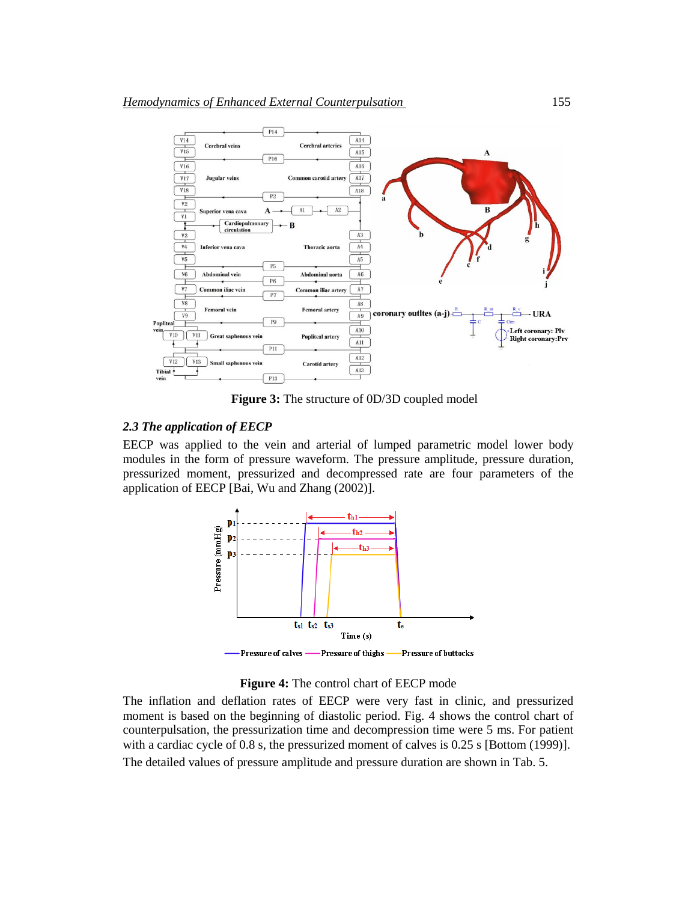Figure 3: The structure of 0D/3D coupled model

### *2.3 The application of EECP*

EECP was applied to the vein and arterial of lumped parametric model lower body modules in the form of pressure waveform. The pressure amplitude, pressure duration, pressurized moment, pressurized and decompressed rate are four parameters of the application of EECP [Bai, Wu and Zhang (2002)].

**Figure 4:** The control chart of EECP mode

The inflation and deflation rates of EECP were very fast in clinic, and pressurized moment is based on the beginning of diastolic period. Fig. 4 shows the control chart of counterpulsation, the pressurization time and decompression time were 5 ms. For patient with a cardiac cycle of 0.8 s, the pressurized moment of calves is 0.25 s [Bottom (1999)].

The detailed values of pressure amplitude and pressure duration are shown in Tab. 5.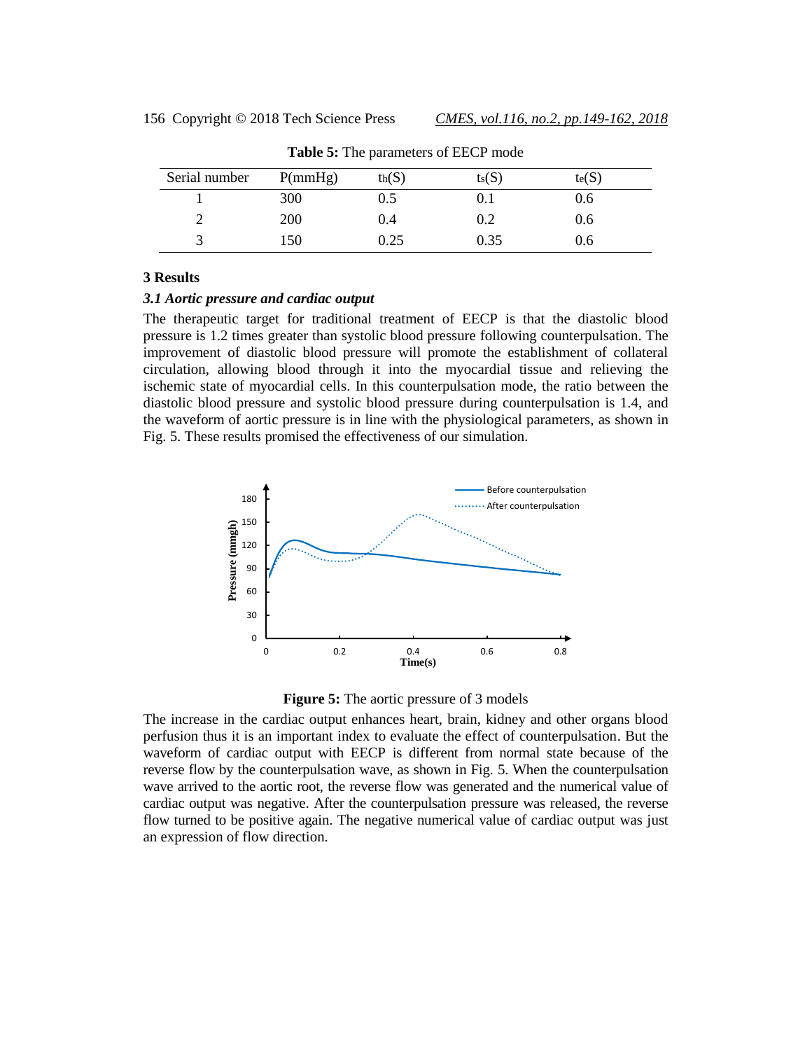**Table 5:** The parameters of EECP mode

| Serial number | P(mmHg) | $t_h$(S) | $t_s$(S) | $t_e$(S) |
|---|---|---|---|---|
| 1 | 300 | 0.5 | 0.1 | 0.6 |
| 2 | 200 | 0.4 | 0.2 | 0.6 |
| 3 | 150 | 0.25 | 0.35 | 0.6 |

## 3 Results

### *3.1 Aortic pressure and cardiac output*

The therapeutic target for traditional treatment of EECP is that the diastolic blood pressure is 1.2 times greater than systolic blood pressure following counterpulsation. The improvement of diastolic blood pressure will promote the establishment of collateral circulation, allowing blood through it into the myocardial tissue and relieving the ischemic state of myocardial cells. In this counterpulsation mode, the ratio between the diastolic blood pressure and systolic blood pressure during counterpulsation is 1.4, and the waveform of aortic pressure is in line with the physiological parameters, as shown in Fig. 5. These results promised the effectiveness of our simulation.

**Figure 5:** The aortic pressure of 3 models

The increase in the cardiac output enhances heart, brain, kidney and other organs blood perfusion thus it is an important index to evaluate the effect of counterpulsation. But the waveform of cardiac output with EECP is different from normal state because of the reverse flow by the counterpulsation wave, as shown in Fig. 5. When the counterpulsation wave arrived to the aortic root, the reverse flow was generated and the numerical value of cardiac output was negative. After the counterpulsation pressure was released, the reverse flow turned to be positive again. The negative numerical value of cardiac output was just an expression of flow direction.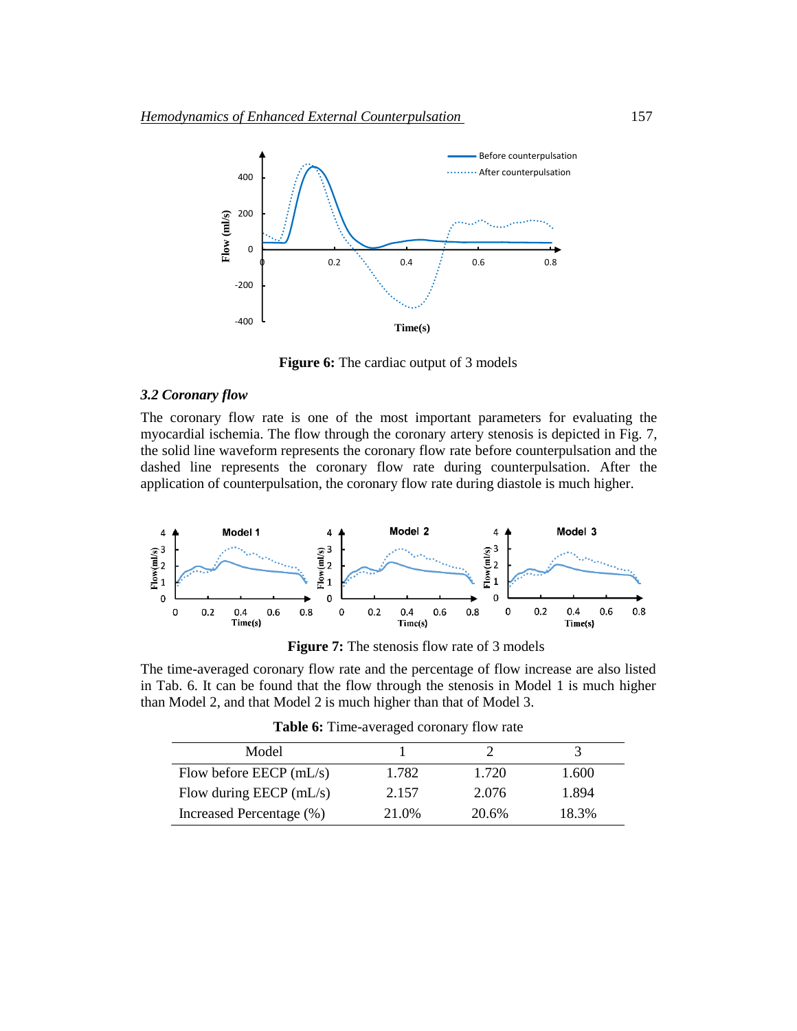**Figure 6:** The cardiac output of 3 models

### *3.2 Coronary flow*

The coronary flow rate is one of the most important parameters for evaluating the myocardial ischemia. The flow through the coronary artery stenosis is depicted in Fig. 7, the solid line waveform represents the coronary flow rate before counterpulsation and the dashed line represents the coronary flow rate during counterpulsation. After the application of counterpulsation, the coronary flow rate during diastole is much higher.

**Figure 7:** The stenosis flow rate of 3 models

The time-averaged coronary flow rate and the percentage of flow increase are also listed in Tab. 6. It can be found that the flow through the stenosis in Model 1 is much higher than Model 2, and that Model 2 is much higher than that of Model 3.

**Table 6:** Time-averaged coronary flow rate

| Model | 1 | 2 | 3 |
|---|---|---|---|
| Flow before EECP (mL/s) | 1.782 | 1.720 | 1.600 |
| Flow during EECP (mL/s) | 2.157 | 2.076 | 1.894 |
| Increased Percentage (%) | 21.0% | 20.6% | 18.3% |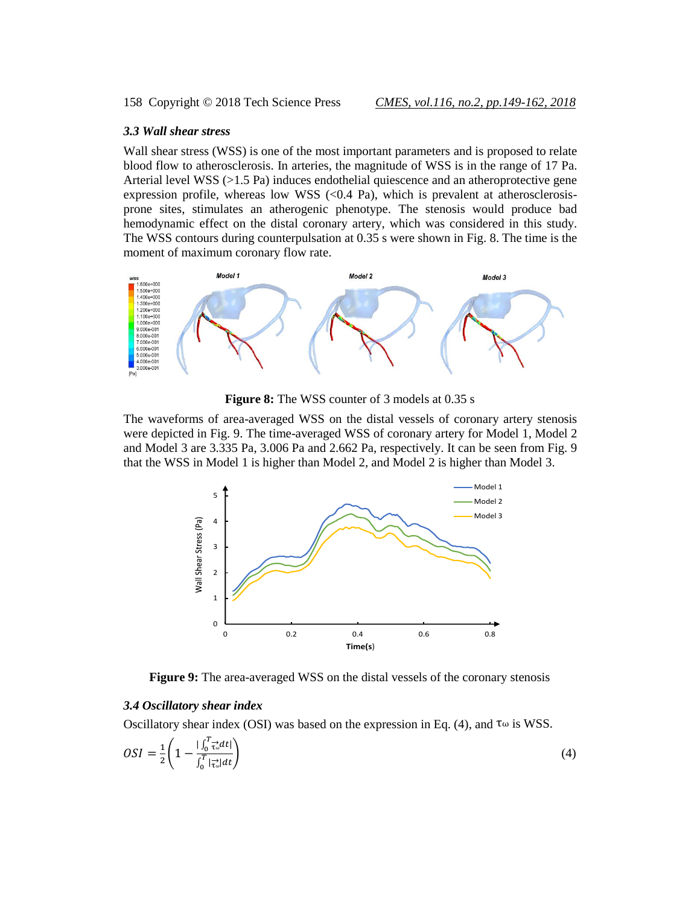### 3.3 Wall shear stress

Wall shear stress (WSS) is one of the most important parameters and is proposed to relate blood flow to atherosclerosis. In arteries, the magnitude of WSS is in the range of 17 Pa. Arterial level WSS (>1.5 Pa) induces endothelial quiescence and an atheroprotective gene expression profile, whereas low WSS (<0.4 Pa), which is prevalent at atherosclerosis-prone sites, stimulates an atherogenic phenotype. The stenosis would produce bad hemodynamic effect on the distal coronary artery, which was considered in this study. The WSS contours during counterpulsation at 0.35 s were shown in Fig. 8. The time is the moment of maximum coronary flow rate.

**Figure 8:** The WSS counter of 3 models at 0.35 s

The waveforms of area-averaged WSS on the distal vessels of coronary artery stenosis were depicted in Fig. 9. The time-averaged WSS of coronary artery for Model 1, Model 2 and Model 3 are 3.335 Pa, 3.006 Pa and 2.662 Pa, respectively. It can be seen from Fig. 9 that the WSS in Model 1 is higher than Model 2, and Model 2 is higher than Model 3.

**Figure 9:** The area-averaged WSS on the distal vessels of the coronary stenosis

### 3.4 Oscillatory shear index

Oscillatory shear index (OSI) was based on the expression in Eq. (4), and $\tau_\omega$ is WSS.

$$OSI = \frac{1}{2}\left(1 - \frac{\left|\int_0^T \vec{\tau_\omega} dt\right|}{\int_0^T \left|\vec{\tau_\omega}\right| dt}\right) \tag{4}$$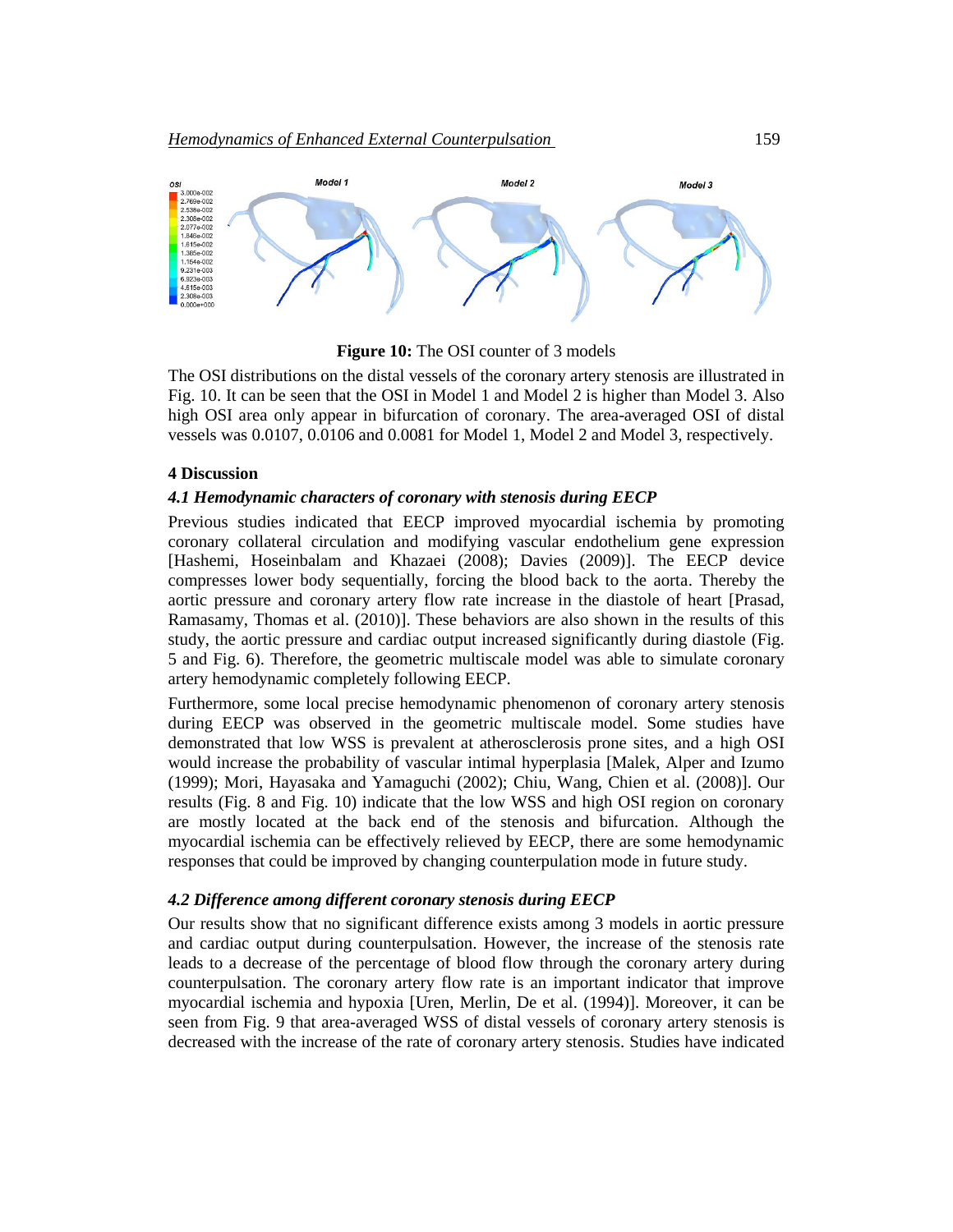**Figure 10:** The OSI counter of 3 models

The OSI distributions on the distal vessels of the coronary artery stenosis are illustrated in Fig. 10. It can be seen that the OSI in Model 1 and Model 2 is higher than Model 3. Also high OSI area only appear in bifurcation of coronary. The area-averaged OSI of distal vessels was 0.0107, 0.0106 and 0.0081 for Model 1, Model 2 and Model 3, respectively.

## 4 Discussion

### *4.1 Hemodynamic characters of coronary with stenosis during EECP*

Previous studies indicated that EECP improved myocardial ischemia by promoting coronary collateral circulation and modifying vascular endothelium gene expression [Hashemi, Hoseinbalam and Khazaei (2008); Davies (2009)]. The EECP device compresses lower body sequentially, forcing the blood back to the aorta. Thereby the aortic pressure and coronary artery flow rate increase in the diastole of heart [Prasad, Ramasamy, Thomas et al. (2010)]. These behaviors are also shown in the results of this study, the aortic pressure and cardiac output increased significantly during diastole (Fig. 5 and Fig. 6). Therefore, the geometric multiscale model was able to simulate coronary artery hemodynamic completely following EECP.

Furthermore, some local precise hemodynamic phenomenon of coronary artery stenosis during EECP was observed in the geometric multiscale model. Some studies have demonstrated that low WSS is prevalent at atherosclerosis prone sites, and a high OSI would increase the probability of vascular intimal hyperplasia [Malek, Alper and Izumo (1999); Mori, Hayasaka and Yamaguchi (2002); Chiu, Wang, Chien et al. (2008)]. Our results (Fig. 8 and Fig. 10) indicate that the low WSS and high OSI region on coronary are mostly located at the back end of the stenosis and bifurcation. Although the myocardial ischemia can be effectively relieved by EECP, there are some hemodynamic responses that could be improved by changing counterpulation mode in future study.

### *4.2 Difference among different coronary stenosis during EECP*

Our results show that no significant difference exists among 3 models in aortic pressure and cardiac output during counterpulsation. However, the increase of the stenosis rate leads to a decrease of the percentage of blood flow through the coronary artery during counterpulsation. The coronary artery flow rate is an important indicator that improve myocardial ischemia and hypoxia [Uren, Merlin, De et al. (1994)]. Moreover, it can be seen from Fig. 9 that area-averaged WSS of distal vessels of coronary artery stenosis is decreased with the increase of the rate of coronary artery stenosis. Studies have indicated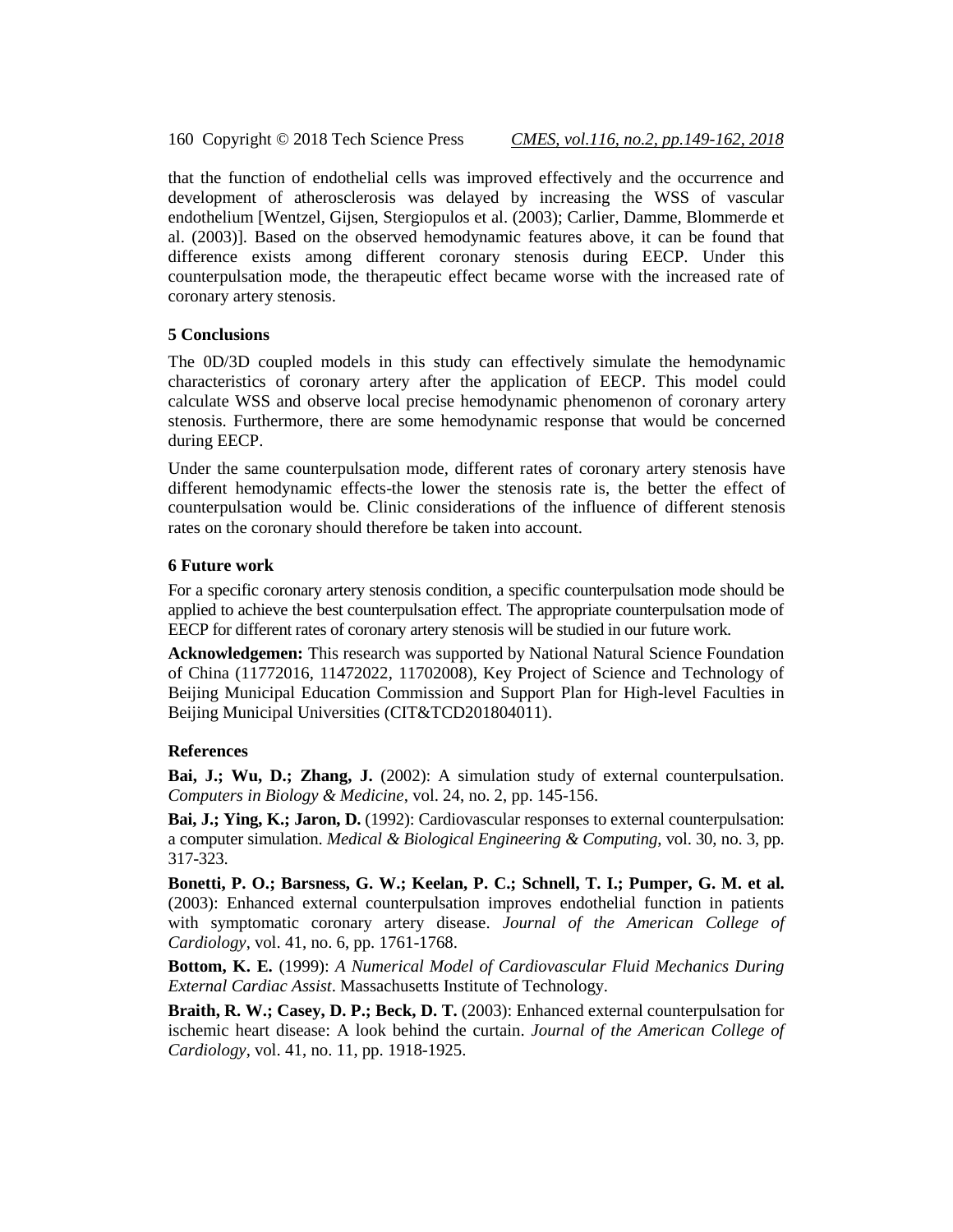that the function of endothelial cells was improved effectively and the occurrence and development of atherosclerosis was delayed by increasing the WSS of vascular endothelium [Wentzel, Gijsen, Stergiopulos et al. (2003); Carlier, Damme, Blommerde et al. (2003)]. Based on the observed hemodynamic features above, it can be found that difference exists among different coronary stenosis during EECP. Under this counterpulsation mode, the therapeutic effect became worse with the increased rate of coronary artery stenosis.

## 5 Conclusions

The 0D/3D coupled models in this study can effectively simulate the hemodynamic characteristics of coronary artery after the application of EECP. This model could calculate WSS and observe local precise hemodynamic phenomenon of coronary artery stenosis. Furthermore, there are some hemodynamic response that would be concerned during EECP.

Under the same counterpulsation mode, different rates of coronary artery stenosis have different hemodynamic effects-the lower the stenosis rate is, the better the effect of counterpulsation would be. Clinic considerations of the influence of different stenosis rates on the coronary should therefore be taken into account.

## 6 Future work

For a specific coronary artery stenosis condition, a specific counterpulsation mode should be applied to achieve the best counterpulsation effect. The appropriate counterpulsation mode of EECP for different rates of coronary artery stenosis will be studied in our future work.

**Acknowledgemen:** This research was supported by National Natural Science Foundation of China (11772016, 11472022, 11702008), Key Project of Science and Technology of Beijing Municipal Education Commission and Support Plan for High-level Faculties in Beijing Municipal Universities (CIT&TCD201804011).

## References

**Bai, J.; Wu, D.; Zhang, J.** (2002): A simulation study of external counterpulsation. *Computers in Biology & Medicine*, vol. 24, no. 2, pp. 145-156.

**Bai, J.; Ying, K.; Jaron, D.** (1992): Cardiovascular responses to external counterpulsation: a computer simulation. *Medical & Biological Engineering & Computing*, vol. 30, no. 3, pp. 317-323.

**Bonetti, P. O.; Barsness, G. W.; Keelan, P. C.; Schnell, T. I.; Pumper, G. M. et al.** (2003): Enhanced external counterpulsation improves endothelial function in patients with symptomatic coronary artery disease. *Journal of the American College of Cardiology*, vol. 41, no. 6, pp. 1761-1768.

**Bottom, K. E.** (1999): *A Numerical Model of Cardiovascular Fluid Mechanics During External Cardiac Assist*. Massachusetts Institute of Technology.

**Braith, R. W.; Casey, D. P.; Beck, D. T.** (2003): Enhanced external counterpulsation for ischemic heart disease: A look behind the curtain. *Journal of the American College of Cardiology*, vol. 41, no. 11, pp. 1918-1925.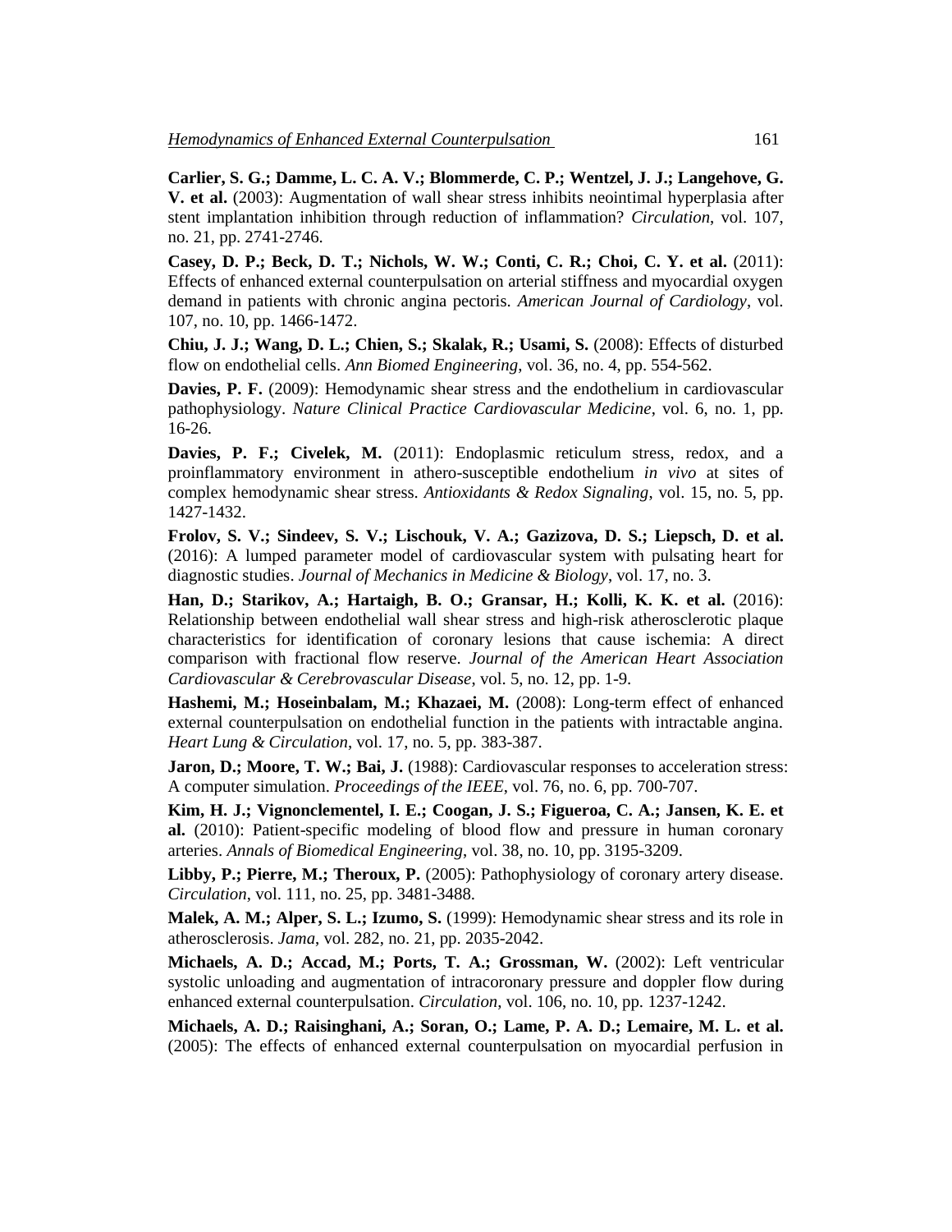**Carlier, S. G.; Damme, L. C. A. V.; Blommerde, C. P.; Wentzel, J. J.; Langehove, G. V. et al.** (2003): Augmentation of wall shear stress inhibits neointimal hyperplasia after stent implantation inhibition through reduction of inflammation? *Circulation*, vol. 107, no. 21, pp. 2741-2746.

**Casey, D. P.; Beck, D. T.; Nichols, W. W.; Conti, C. R.; Choi, C. Y. et al.** (2011): Effects of enhanced external counterpulsation on arterial stiffness and myocardial oxygen demand in patients with chronic angina pectoris. *American Journal of Cardiology*, vol. 107, no. 10, pp. 1466-1472.

**Chiu, J. J.; Wang, D. L.; Chien, S.; Skalak, R.; Usami, S.** (2008): Effects of disturbed flow on endothelial cells. *Ann Biomed Engineering*, vol. 36, no. 4, pp. 554-562.

**Davies, P. F.** (2009): Hemodynamic shear stress and the endothelium in cardiovascular pathophysiology. *Nature Clinical Practice Cardiovascular Medicine*, vol. 6, no. 1, pp. 16-26.

**Davies, P. F.; Civelek, M.** (2011): Endoplasmic reticulum stress, redox, and a proinflammatory environment in athero-susceptible endothelium *in vivo* at sites of complex hemodynamic shear stress. *Antioxidants & Redox Signaling*, vol. 15, no. 5, pp. 1427-1432.

**Frolov, S. V.; Sindeev, S. V.; Lischouk, V. A.; Gazizova, D. S.; Liepsch, D. et al.** (2016): A lumped parameter model of cardiovascular system with pulsating heart for diagnostic studies. *Journal of Mechanics in Medicine & Biology*, vol. 17, no. 3.

**Han, D.; Starikov, A.; Hartaigh, B. O.; Gransar, H.; Kolli, K. K. et al.** (2016): Relationship between endothelial wall shear stress and high-risk atherosclerotic plaque characteristics for identification of coronary lesions that cause ischemia: A direct comparison with fractional flow reserve. *Journal of the American Heart Association Cardiovascular & Cerebrovascular Disease*, vol. 5, no. 12, pp. 1-9.

**Hashemi, M.; Hoseinbalam, M.; Khazaei, M.** (2008): Long-term effect of enhanced external counterpulsation on endothelial function in the patients with intractable angina. *Heart Lung & Circulation*, vol. 17, no. 5, pp. 383-387.

**Jaron, D.; Moore, T. W.; Bai, J.** (1988): Cardiovascular responses to acceleration stress: A computer simulation. *Proceedings of the IEEE*, vol. 76, no. 6, pp. 700-707.

**Kim, H. J.; Vignonclementel, I. E.; Coogan, J. S.; Figueroa, C. A.; Jansen, K. E. et al.** (2010): Patient-specific modeling of blood flow and pressure in human coronary arteries. *Annals of Biomedical Engineering*, vol. 38, no. 10, pp. 3195-3209.

**Libby, P.; Pierre, M.; Theroux, P.** (2005): Pathophysiology of coronary artery disease. *Circulation*, vol. 111, no. 25, pp. 3481-3488.

**Malek, A. M.; Alper, S. L.; Izumo, S.** (1999): Hemodynamic shear stress and its role in atherosclerosis. *Jama*, vol. 282, no. 21, pp. 2035-2042.

**Michaels, A. D.; Accad, M.; Ports, T. A.; Grossman, W.** (2002): Left ventricular systolic unloading and augmentation of intracoronary pressure and doppler flow during enhanced external counterpulsation. *Circulation*, vol. 106, no. 10, pp. 1237-1242.

**Michaels, A. D.; Raisinghani, A.; Soran, O.; Lame, P. A. D.; Lemaire, M. L. et al.** (2005): The effects of enhanced external counterpulsation on myocardial perfusion in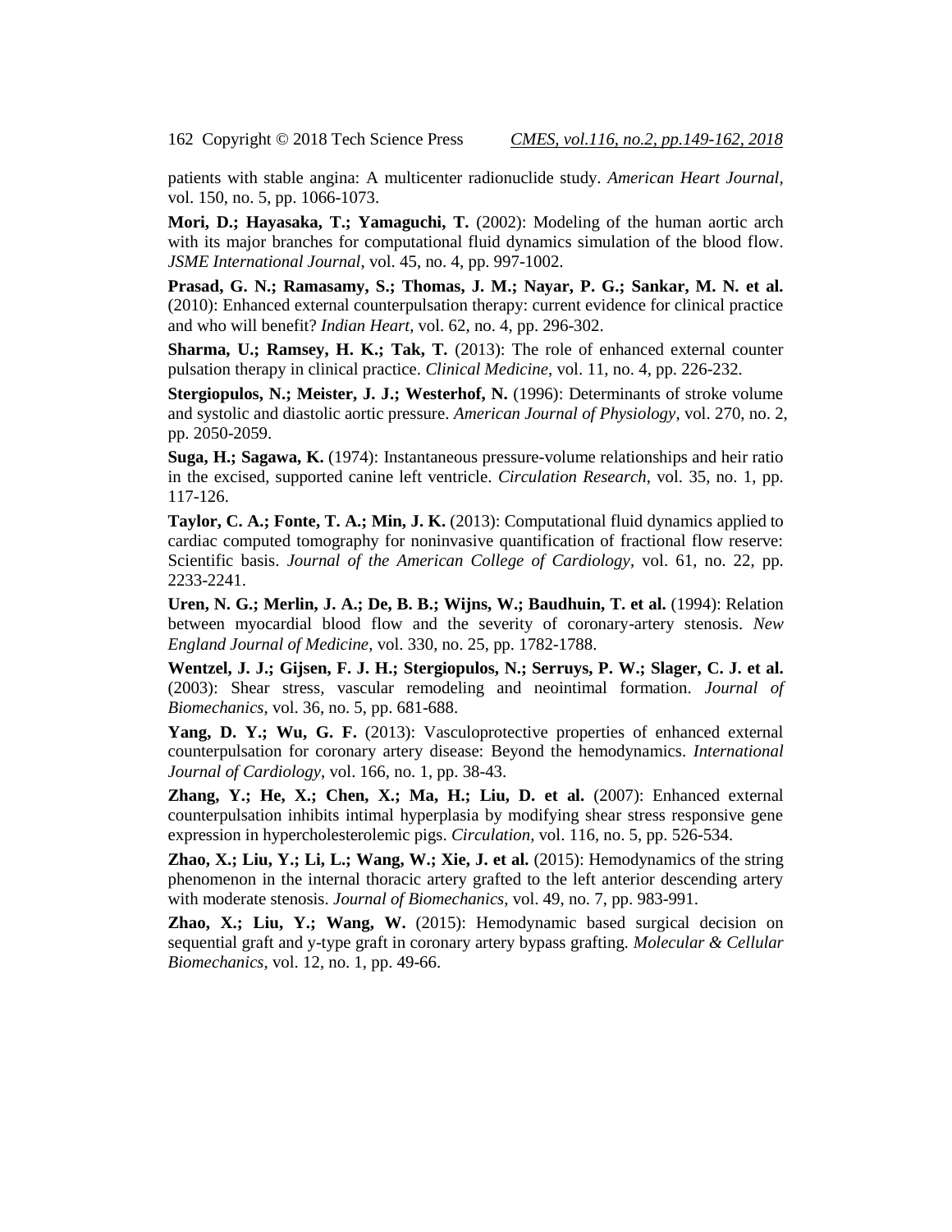patients with stable angina: A multicenter radionuclide study. *American Heart Journal*, vol. 150, no. 5, pp. 1066-1073.

**Mori, D.; Hayasaka, T.; Yamaguchi, T.** (2002): Modeling of the human aortic arch with its major branches for computational fluid dynamics simulation of the blood flow. *JSME International Journal*, vol. 45, no. 4, pp. 997-1002.

**Prasad, G. N.; Ramasamy, S.; Thomas, J. M.; Nayar, P. G.; Sankar, M. N. et al.** (2010): Enhanced external counterpulsation therapy: current evidence for clinical practice and who will benefit? *Indian Heart*, vol. 62, no. 4, pp. 296-302.

**Sharma, U.; Ramsey, H. K.; Tak, T.** (2013): The role of enhanced external counter pulsation therapy in clinical practice. *Clinical Medicine*, vol. 11, no. 4, pp. 226-232.

**Stergiopulos, N.; Meister, J. J.; Westerhof, N.** (1996): Determinants of stroke volume and systolic and diastolic aortic pressure. *American Journal of Physiology*, vol. 270, no. 2, pp. 2050-2059.

**Suga, H.; Sagawa, K.** (1974): Instantaneous pressure-volume relationships and heir ratio in the excised, supported canine left ventricle. *Circulation Research*, vol. 35, no. 1, pp. 117-126.

**Taylor, C. A.; Fonte, T. A.; Min, J. K.** (2013): Computational fluid dynamics applied to cardiac computed tomography for noninvasive quantification of fractional flow reserve: Scientific basis. *Journal of the American College of Cardiology*, vol. 61, no. 22, pp. 2233-2241.

**Uren, N. G.; Merlin, J. A.; De, B. B.; Wijns, W.; Baudhuin, T. et al.** (1994): Relation between myocardial blood flow and the severity of coronary-artery stenosis. *New England Journal of Medicine*, vol. 330, no. 25, pp. 1782-1788.

**Wentzel, J. J.; Gijsen, F. J. H.; Stergiopulos, N.; Serruys, P. W.; Slager, C. J. et al.** (2003): Shear stress, vascular remodeling and neointimal formation. *Journal of Biomechanics*, vol. 36, no. 5, pp. 681-688.

**Yang, D. Y.; Wu, G. F.** (2013): Vasculoprotective properties of enhanced external counterpulsation for coronary artery disease: Beyond the hemodynamics. *International Journal of Cardiology*, vol. 166, no. 1, pp. 38-43.

**Zhang, Y.; He, X.; Chen, X.; Ma, H.; Liu, D. et al.** (2007): Enhanced external counterpulsation inhibits intimal hyperplasia by modifying shear stress responsive gene expression in hypercholesterolemic pigs. *Circulation*, vol. 116, no. 5, pp. 526-534.

**Zhao, X.; Liu, Y.; Li, L.; Wang, W.; Xie, J. et al.** (2015): Hemodynamics of the string phenomenon in the internal thoracic artery grafted to the left anterior descending artery with moderate stenosis. *Journal of Biomechanics*, vol. 49, no. 7, pp. 983-991.

**Zhao, X.; Liu, Y.; Wang, W.** (2015): Hemodynamic based surgical decision on sequential graft and y-type graft in coronary artery bypass grafting. *Molecular & Cellular Biomechanics*, vol. 12, no. 1, pp. 49-66.